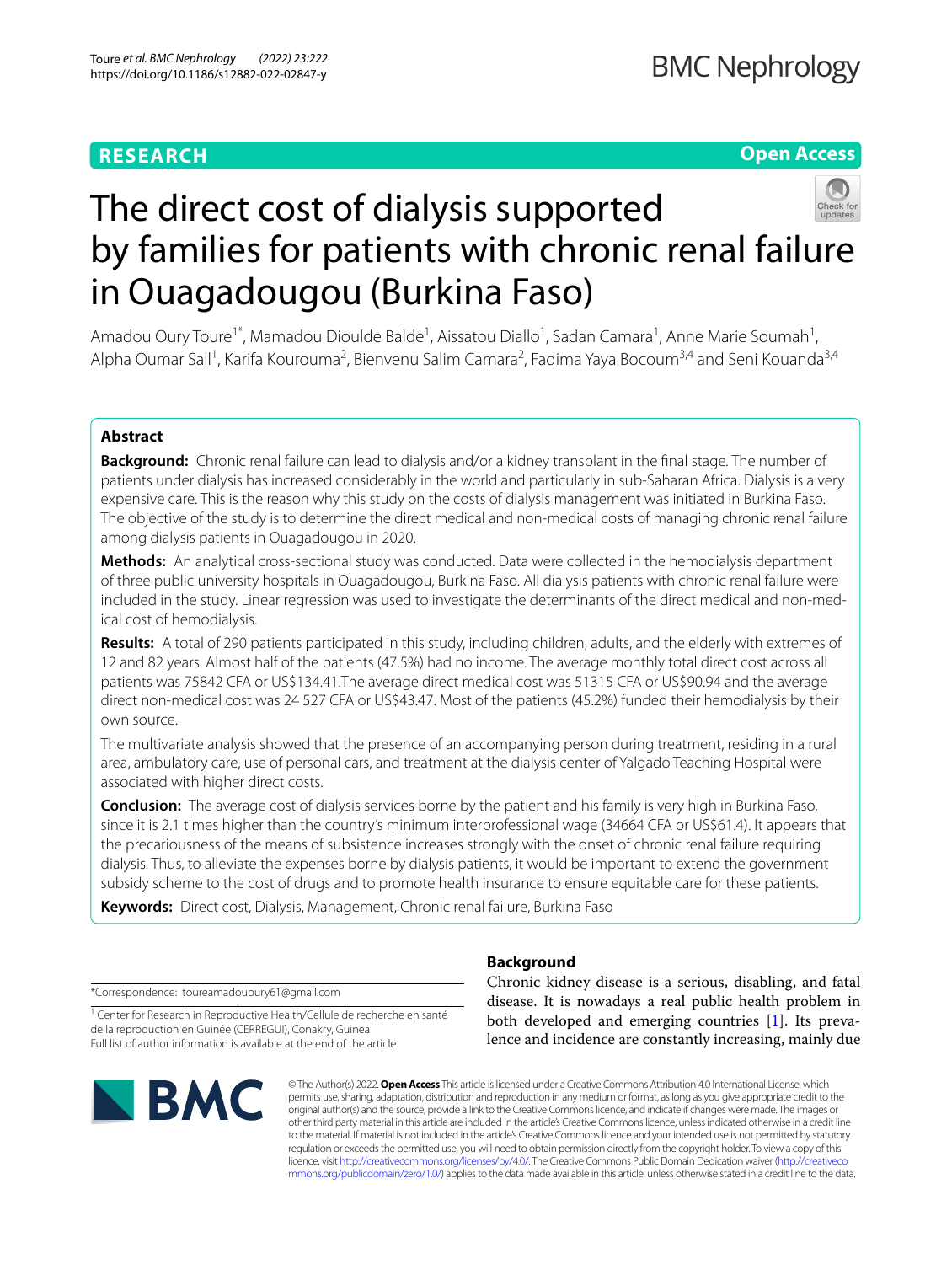RESEARCH

Open Access

# The direct cost of dialysis supported by families for patients with chronic renal failure in Ouagadougou (Burkina Faso)

Amadou Oury Toure[1*], Mamadou Dioulde Balde[1], Aissatou Diallo[1], Sadan Camara[1], Anne Marie Soumah[1], Alpha Oumar Sall[1], Karifa Kourouma[2], Bienvenu Salim Camara[2], Fadima Yaya Bocoum[3,4] and Seni Kouanda[3,4]

## Abstract

**Background:** Chronic renal failure can lead to dialysis and/or a kidney transplant in the final stage. The number of patients under dialysis has increased considerably in the world and particularly in sub-Saharan Africa. Dialysis is a very expensive care. This is the reason why this study on the costs of dialysis management was initiated in Burkina Faso. The objective of the study is to determine the direct medical and non-medical costs of managing chronic renal failure among dialysis patients in Ouagadougou in 2020.

**Methods:** An analytical cross-sectional study was conducted. Data were collected in the hemodialysis department of three public university hospitals in Ouagadougou, Burkina Faso. All dialysis patients with chronic renal failure were included in the study. Linear regression was used to investigate the determinants of the direct medical and non-medical cost of hemodialysis.

**Results:** A total of 290 patients participated in this study, including children, adults, and the elderly with extremes of 12 and 82 years. Almost half of the patients (47.5%) had no income. The average monthly total direct cost across all patients was 75842 CFA or US$134.41.The average direct medical cost was 51315 CFA or US$90.94 and the average direct non-medical cost was 24 527 CFA or US$43.47. Most of the patients (45.2%) funded their hemodialysis by their own source.

The multivariate analysis showed that the presence of an accompanying person during treatment, residing in a rural area, ambulatory care, use of personal cars, and treatment at the dialysis center of Yalgado Teaching Hospital were associated with higher direct costs.

**Conclusion:** The average cost of dialysis services borne by the patient and his family is very high in Burkina Faso, since it is 2.1 times higher than the country's minimum interprofessional wage (34664 CFA or US$61.4). It appears that the precariousness of the means of subsistence increases strongly with the onset of chronic renal failure requiring dialysis. Thus, to alleviate the expenses borne by dialysis patients, it would be important to extend the government subsidy scheme to the cost of drugs and to promote health insurance to ensure equitable care for these patients.

**Keywords:** Direct cost, Dialysis, Management, Chronic renal failure, Burkina Faso

## Background

Chronic kidney disease is a serious, disabling, and fatal disease. It is nowadays a real public health problem in both developed and emerging countries [1]. Its prevalence and incidence are constantly increasing, mainly due

*Correspondence: toureamadououory61@gmail.com

[1] Center for Research in Reproductive Health/Cellule de recherche en santé de la reproduction en Guinée (CERREGUI), Conakry, Guinea

Full list of author information is available at the end of the article

© The Author(s) 2022. **Open Access** This article is licensed under a Creative Commons Attribution 4.0 International License, which permits use, sharing, adaptation, distribution and reproduction in any medium or format, as long as you give appropriate credit to the original author(s) and the source, provide a link to the Creative Commons licence, and indicate if changes were made. The images or other third party material in this article are included in the article's Creative Commons licence, unless indicated otherwise in a credit line to the material. If material is not included in the article's Creative Commons licence and your intended use is not permitted by statutory regulation or exceeds the permitted use, you will need to obtain permission directly from the copyright holder. To view a copy of this licence, visit http://creativecommons.org/licenses/by/4.0/. The Creative Commons Public Domain Dedication waiver (http://creativecommons.org/publicdomain/zero/1.0/) applies to the data made available in this article, unless otherwise stated in a credit line to the data.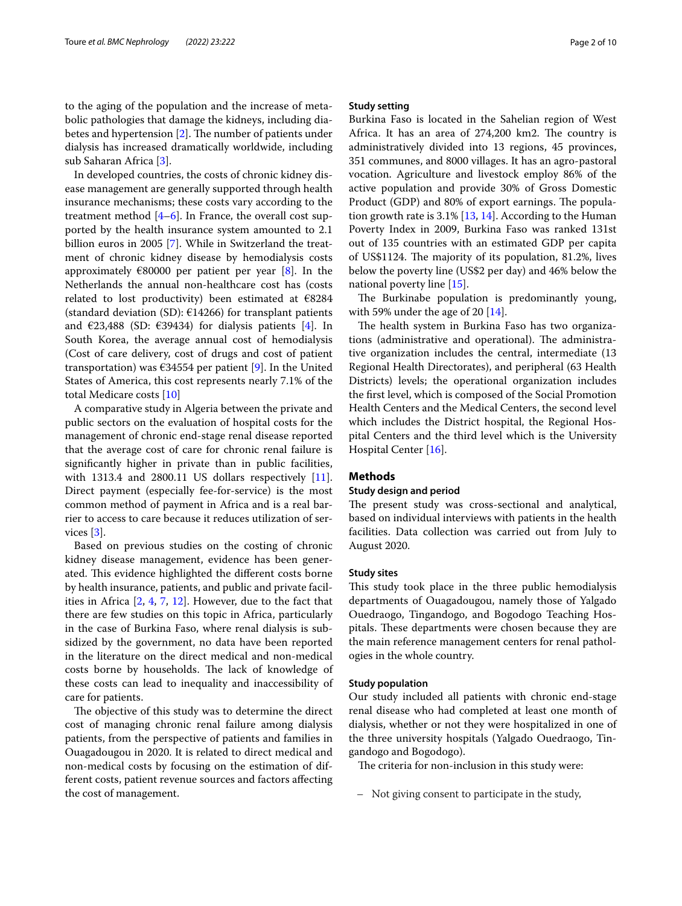to the aging of the population and the increase of metabolic pathologies that damage the kidneys, including diabetes and hypertension [2]. The number of patients under dialysis has increased dramatically worldwide, including sub Saharan Africa [3].

In developed countries, the costs of chronic kidney disease management are generally supported through health insurance mechanisms; these costs vary according to the treatment method [4–6]. In France, the overall cost supported by the health insurance system amounted to 2.1 billion euros in 2005 [7]. While in Switzerland the treatment of chronic kidney disease by hemodialysis costs approximately €80000 per patient per year [8]. In the Netherlands the annual non-healthcare cost has (costs related to lost productivity) been estimated at €8284 (standard deviation (SD): €14266) for transplant patients and €23,488 (SD: €39434) for dialysis patients [4]. In South Korea, the average annual cost of hemodialysis (Cost of care delivery, cost of drugs and cost of patient transportation) was €34554 per patient [9]. In the United States of America, this cost represents nearly 7.1% of the total Medicare costs [10]

A comparative study in Algeria between the private and public sectors on the evaluation of hospital costs for the management of chronic end-stage renal disease reported that the average cost of care for chronic renal failure is significantly higher in private than in public facilities, with 1313.4 and 2800.11 US dollars respectively [11]. Direct payment (especially fee-for-service) is the most common method of payment in Africa and is a real barrier to access to care because it reduces utilization of services [3].

Based on previous studies on the costing of chronic kidney disease management, evidence has been generated. This evidence highlighted the different costs borne by health insurance, patients, and public and private facilities in Africa [2, 4, 7, 12]. However, due to the fact that there are few studies on this topic in Africa, particularly in the case of Burkina Faso, where renal dialysis is subsidized by the government, no data have been reported in the literature on the direct medical and non-medical costs borne by households. The lack of knowledge of these costs can lead to inequality and inaccessibility of care for patients.

The objective of this study was to determine the direct cost of managing chronic renal failure among dialysis patients, from the perspective of patients and families in Ouagadougou in 2020. It is related to direct medical and non-medical costs by focusing on the estimation of different costs, patient revenue sources and factors affecting the cost of management.

### Study setting

Burkina Faso is located in the Sahelian region of West Africa. It has an area of 274,200 km2. The country is administratively divided into 13 regions, 45 provinces, 351 communes, and 8000 villages. It has an agro-pastoral vocation. Agriculture and livestock employ 86% of the active population and provide 30% of Gross Domestic Product (GDP) and 80% of export earnings. The population growth rate is 3.1% [13, 14]. According to the Human Poverty Index in 2009, Burkina Faso was ranked 131st out of 135 countries with an estimated GDP per capita of US$1124. The majority of its population, 81.2%, lives below the poverty line (US$2 per day) and 46% below the national poverty line [15].

The Burkinabe population is predominantly young, with 59% under the age of 20 [14].

The health system in Burkina Faso has two organizations (administrative and operational). The administrative organization includes the central, intermediate (13 Regional Health Directorates), and peripheral (63 Health Districts) levels; the operational organization includes the first level, which is composed of the Social Promotion Health Centers and the Medical Centers, the second level which includes the District hospital, the Regional Hospital Centers and the third level which is the University Hospital Center [16].

## Methods

### Study design and period

The present study was cross-sectional and analytical, based on individual interviews with patients in the health facilities. Data collection was carried out from July to August 2020.

### Study sites

This study took place in the three public hemodialysis departments of Ouagadougou, namely those of Yalgado Ouedraogo, Tingandogo, and Bogodogo Teaching Hospitals. These departments were chosen because they are the main reference management centers for renal pathologies in the whole country.

### Study population

Our study included all patients with chronic end-stage renal disease who had completed at least one month of dialysis, whether or not they were hospitalized in one of the three university hospitals (Yalgado Ouedraogo, Tingandogo and Bogodogo).

The criteria for non-inclusion in this study were:

- Not giving consent to participate in the study,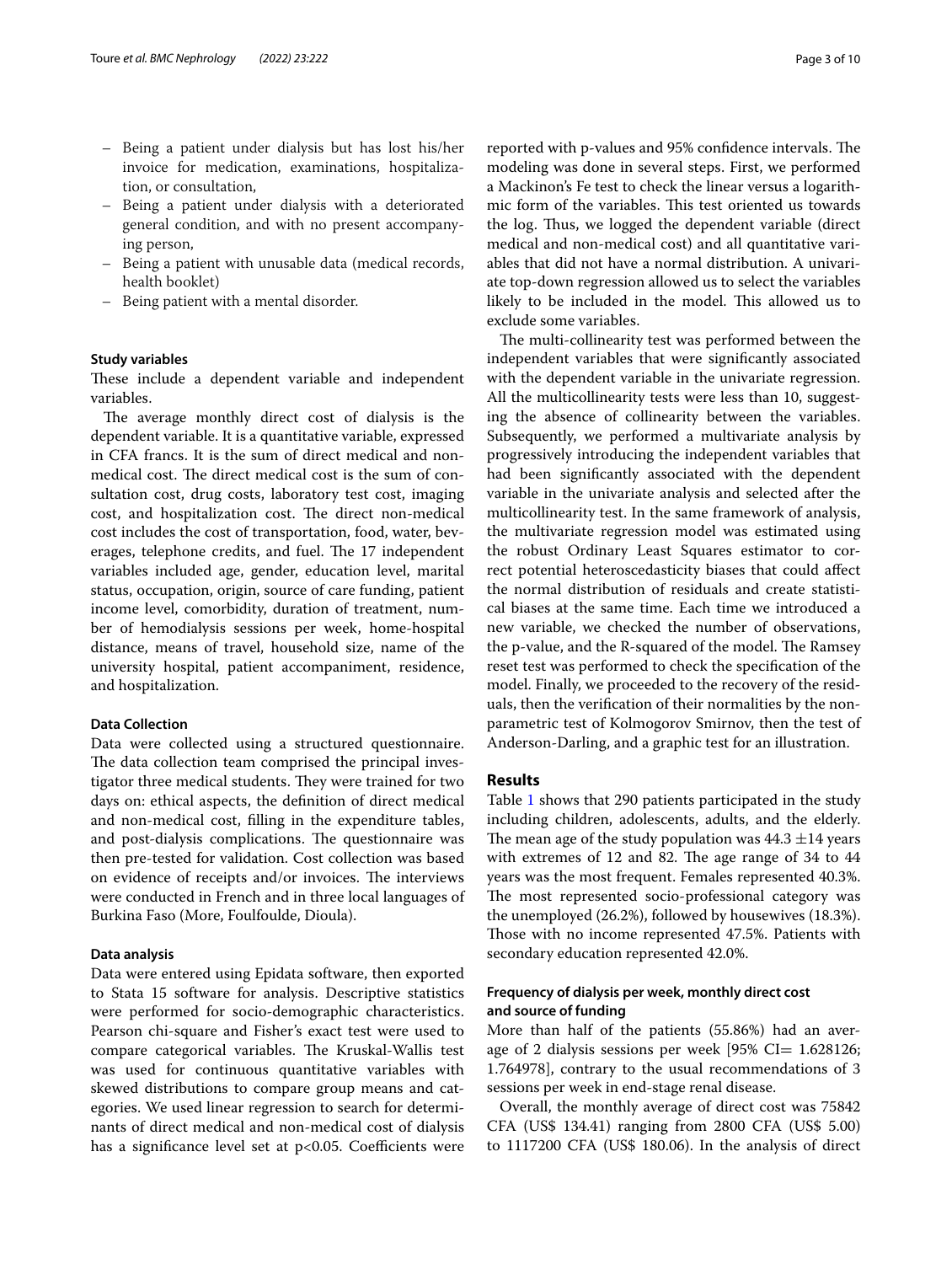– Being a patient under dialysis but has lost his/her invoice for medication, examinations, hospitalization, or consultation,
– Being a patient under dialysis with a deteriorated general condition, and with no present accompanying person,
– Being a patient with unusable data (medical records, health booklet)
– Being patient with a mental disorder.

### Study variables

These include a dependent variable and independent variables.

The average monthly direct cost of dialysis is the dependent variable. It is a quantitative variable, expressed in CFA francs. It is the sum of direct medical and non-medical cost. The direct medical cost is the sum of consultation cost, drug costs, laboratory test cost, imaging cost, and hospitalization cost. The direct non-medical cost includes the cost of transportation, food, water, beverages, telephone credits, and fuel. The 17 independent variables included age, gender, education level, marital status, occupation, origin, source of care funding, patient income level, comorbidity, duration of treatment, number of hemodialysis sessions per week, home-hospital distance, means of travel, household size, name of the university hospital, patient accompaniment, residence, and hospitalization.

### Data Collection

Data were collected using a structured questionnaire. The data collection team comprised the principal investigator three medical students. They were trained for two days on: ethical aspects, the definition of direct medical and non-medical cost, filling in the expenditure tables, and post-dialysis complications. The questionnaire was then pre-tested for validation. Cost collection was based on evidence of receipts and/or invoices. The interviews were conducted in French and in three local languages of Burkina Faso (More, Foulfoulde, Dioula).

### Data analysis

Data were entered using Epidata software, then exported to Stata 15 software for analysis. Descriptive statistics were performed for socio-demographic characteristics. Pearson chi-square and Fisher's exact test were used to compare categorical variables. The Kruskal-Wallis test was used for continuous quantitative variables with skewed distributions to compare group means and categories. We used linear regression to search for determinants of direct medical and non-medical cost of dialysis has a significance level set at $p<0.05$. Coefficients were reported with p-values and 95% confidence intervals. The modeling was done in several steps. First, we performed a Mackinon's Fe test to check the linear versus a logarithmic form of the variables. This test oriented us towards the log. Thus, we logged the dependent variable (direct medical and non-medical cost) and all quantitative variables that did not have a normal distribution. A univariate top-down regression allowed us to select the variables likely to be included in the model. This allowed us to exclude some variables.

The multi-collinearity test was performed between the independent variables that were significantly associated with the dependent variable in the univariate regression. All the multicollinearity tests were less than 10, suggesting the absence of collinearity between the variables. Subsequently, we performed a multivariate analysis by progressively introducing the independent variables that had been significantly associated with the dependent variable in the univariate analysis and selected after the multicollinearity test. In the same framework of analysis, the multivariate regression model was estimated using the robust Ordinary Least Squares estimator to correct potential heteroscedasticity biases that could affect the normal distribution of residuals and create statistical biases at the same time. Each time we introduced a new variable, we checked the number of observations, the p-value, and the R-squared of the model. The Ramsey reset test was performed to check the specification of the model. Finally, we proceeded to the recovery of the residuals, then the verification of their normalities by the non-parametric test of Kolmogorov Smirnov, then the test of Anderson-Darling, and a graphic test for an illustration.

## Results

Table 1 shows that 290 patients participated in the study including children, adolescents, adults, and the elderly. The mean age of the study population was $44.3 \pm 14$ years with extremes of 12 and 82. The age range of 34 to 44 years was the most frequent. Females represented 40.3%. The most represented socio-professional category was the unemployed (26.2%), followed by housewives (18.3%). Those with no income represented 47.5%. Patients with secondary education represented 42.0%.

### Frequency of dialysis per week, monthly direct cost and source of funding

More than half of the patients (55.86%) had an average of 2 dialysis sessions per week [95% CI= 1.628126; 1.764978], contrary to the usual recommendations of 3 sessions per week in end-stage renal disease.

Overall, the monthly average of direct cost was 75842 CFA (US$ 134.41) ranging from 2800 CFA (US$ 5.00) to 1117200 CFA (US$ 180.06). In the analysis of direct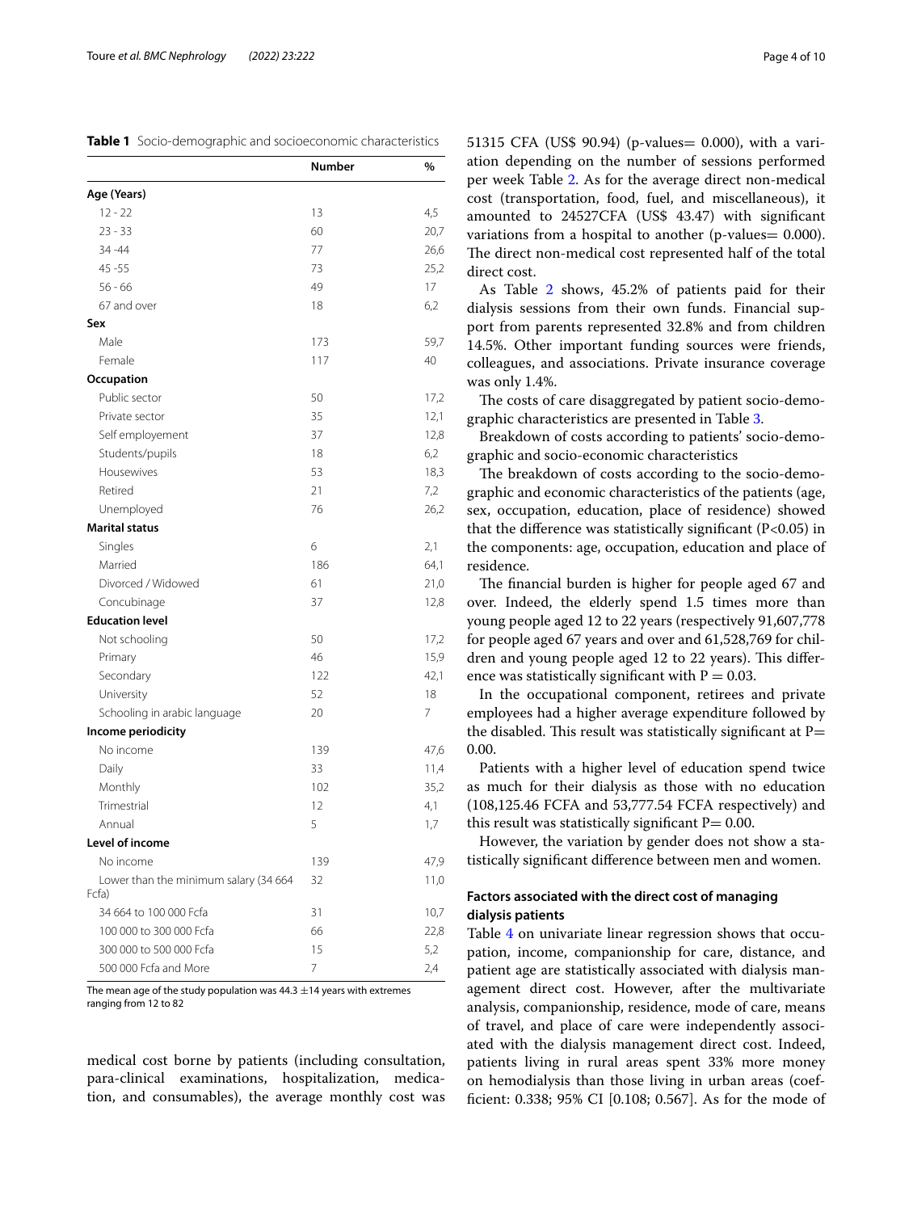**Table 1** Socio-demographic and socioeconomic characteristics

| | Number | % |
|---|---|---|
| **Age (Years)** | | |
| 12 - 22 | 13 | 4,5 |
| 23 - 33 | 60 | 20,7 |
| 34 -44 | 77 | 26,6 |
| 45 -55 | 73 | 25,2 |
| 56 - 66 | 49 | 17 |
| 67 and over | 18 | 6,2 |
| **Sex** | | |
| Male | 173 | 59,7 |
| Female | 117 | 40 |
| **Occupation** | | |
| Public sector | 50 | 17,2 |
| Private sector | 35 | 12,1 |
| Self employement | 37 | 12,8 |
| Students/pupils | 18 | 6,2 |
| Housewives | 53 | 18,3 |
| Retired | 21 | 7,2 |
| Unemployed | 76 | 26,2 |
| **Marital status** | | |
| Singles | 6 | 2,1 |
| Married | 186 | 64,1 |
| Divorced / Widowed | 61 | 21,0 |
| Concubinage | 37 | 12,8 |
| **Education level** | | |
| Not schooling | 50 | 17,2 |
| Primary | 46 | 15,9 |
| Secondary | 122 | 42,1 |
| University | 52 | 18 |
| Schooling in arabic language | 20 | 7 |
| **Income periodicity** | | |
| No income | 139 | 47,6 |
| Daily | 33 | 11,4 |
| Monthly | 102 | 35,2 |
| Trimestrial | 12 | 4,1 |
| Annual | 5 | 1,7 |
| **Level of income** | | |
| No income | 139 | 47,9 |
| Lower than the minimum salary (34 664 Fcfa) | 32 | 11,0 |
| 34 664 to 100 000 Fcfa | 31 | 10,7 |
| 100 000 to 300 000 Fcfa | 66 | 22,8 |
| 300 000 to 500 000 Fcfa | 15 | 5,2 |
| 500 000 Fcfa and More | 7 | 2,4 |

The mean age of the study population was 44.3 ±14 years with extremes ranging from 12 to 82

medical cost borne by patients (including consultation, para-clinical examinations, hospitalization, medication, and consumables), the average monthly cost was 51315 CFA (US$ 90.94) (p-values= 0.000), with a variation depending on the number of sessions performed per week Table 2. As for the average direct non-medical cost (transportation, food, fuel, and miscellaneous), it amounted to 24527CFA (US$ 43.47) with significant variations from a hospital to another (p-values= 0.000). The direct non-medical cost represented half of the total direct cost.

As Table 2 shows, 45.2% of patients paid for their dialysis sessions from their own funds. Financial support from parents represented 32.8% and from children 14.5%. Other important funding sources were friends, colleagues, and associations. Private insurance coverage was only 1.4%.

The costs of care disaggregated by patient socio-demographic characteristics are presented in Table 3.

Breakdown of costs according to patients' socio-demographic and socio-economic characteristics

The breakdown of costs according to the socio-demographic and economic characteristics of the patients (age, sex, occupation, education, place of residence) showed that the difference was statistically significant ($P<0.05$) in the components: age, occupation, education and place of residence.

The financial burden is higher for people aged 67 and over. Indeed, the elderly spend 1.5 times more than young people aged 12 to 22 years (respectively 91,607,778 for people aged 67 years and over and 61,528,769 for children and young people aged 12 to 22 years). This difference was statistically significant with $P = 0.03$.

In the occupational component, retirees and private employees had a higher average expenditure followed by the disabled. This result was statistically significant at $P= 0.00$.

Patients with a higher level of education spend twice as much for their dialysis as those with no education (108,125.46 FCFA and 53,777.54 FCFA respectively) and this result was statistically significant $P= 0.00$.

However, the variation by gender does not show a statistically significant difference between men and women.

## Factors associated with the direct cost of managing dialysis patients

Table 4 on univariate linear regression shows that occupation, income, companionship for care, distance, and patient age are statistically associated with dialysis management direct cost. However, after the multivariate analysis, companionship, residence, mode of care, means of travel, and place of care were independently associated with the dialysis management direct cost. Indeed, patients living in rural areas spent 33% more money on hemodialysis than those living in urban areas (coefficient: 0.338; 95% CI [0.108; 0.567]. As for the mode of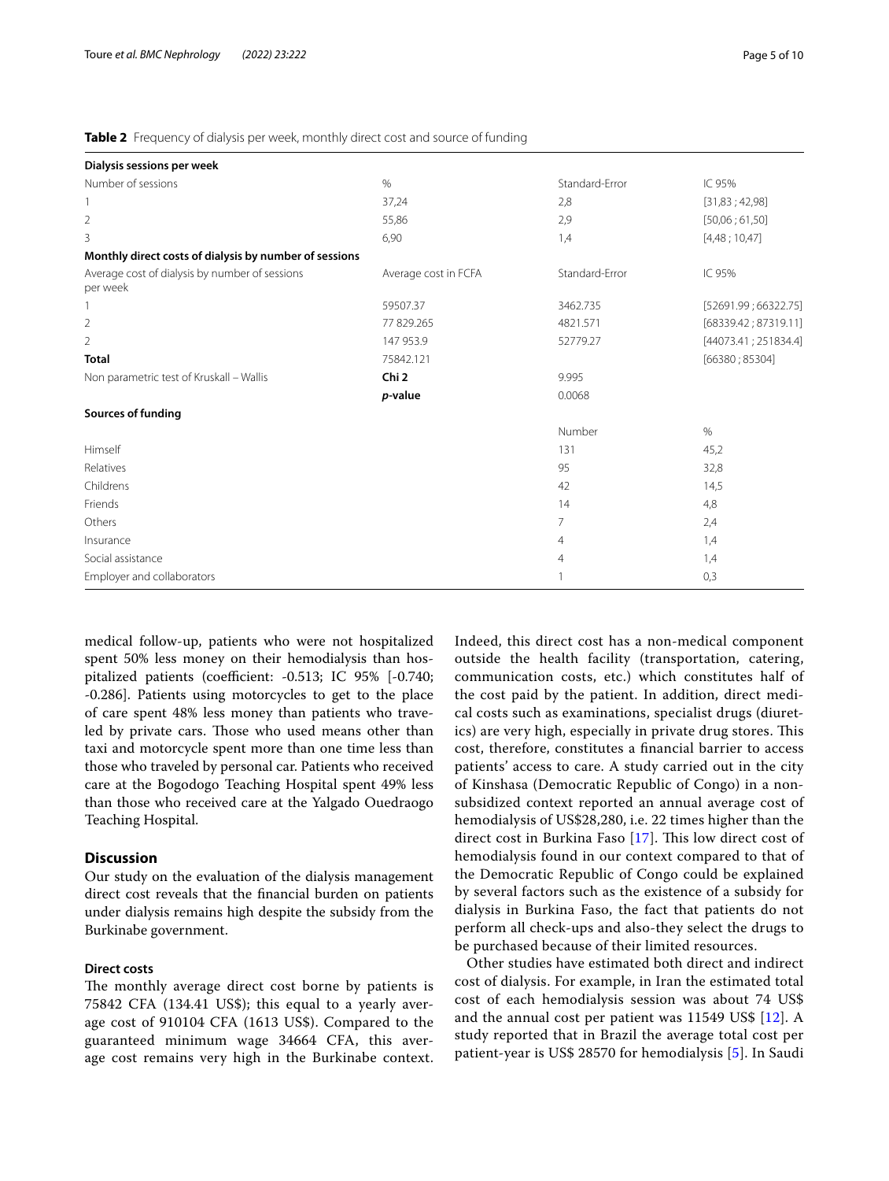**Table 2** Frequency of dialysis per week, monthly direct cost and source of funding

| **Dialysis sessions per week** | | | |
|---|---|---|---|
| Number of sessions | % | Standard-Error | IC 95% |
| 1 | 37,24 | 2,8 | [31,83 ; 42,98] |
| 2 | 55,86 | 2,9 | [50,06 ; 61,50] |
| 3 | 6,90 | 1,4 | [4,48 ; 10,47] |
| **Monthly direct costs of dialysis by number of sessions** | | | |
| Average cost of dialysis by number of sessions per week | Average cost in FCFA | Standard-Error | IC 95% |
| 1 | 59507.37 | 3462.735 | [52691.99 ; 66322.75] |
| 2 | 77 829.265 | 4821.571 | [68339.42 ; 87319.11] |
| 2 | 147 953.9 | 52779.27 | [44073.41 ; 251834.4] |
| **Total** | 75842.121 | | [66380 ; 85304] |
| Non parametric test of Kruskall – Wallis | **Chi 2** | 9.995 | |
| | ***p*-value** | 0.0068 | |
| **Sources of funding** | | | |
| | | Number | % |
| Himself | | 131 | 45,2 |
| Relatives | | 95 | 32,8 |
| Childrens | | 42 | 14,5 |
| Friends | | 14 | 4,8 |
| Others | | 7 | 2,4 |
| Insurance | | 4 | 1,4 |
| Social assistance | | 4 | 1,4 |
| Employer and collaborators | | 1 | 0,3 |

medical follow-up, patients who were not hospitalized spent 50% less money on their hemodialysis than hospitalized patients (coefficient: -0.513; IC 95% [-0.740; -0.286]. Patients using motorcycles to get to the place of care spent 48% less money than patients who traveled by private cars. Those who used means other than taxi and motorcycle spent more than one time less than those who traveled by personal car. Patients who received care at the Bogodogo Teaching Hospital spent 49% less than those who received care at the Yalgado Ouedraogo Teaching Hospital.

## Discussion

Our study on the evaluation of the dialysis management direct cost reveals that the financial burden on patients under dialysis remains high despite the subsidy from the Burkinabe government.

### Direct costs

The monthly average direct cost borne by patients is 75842 CFA (134.41 US$); this equal to a yearly average cost of 910104 CFA (1613 US$). Compared to the guaranteed minimum wage 34664 CFA, this average cost remains very high in the Burkinabe context. Indeed, this direct cost has a non-medical component outside the health facility (transportation, catering, communication costs, etc.) which constitutes half of the cost paid by the patient. In addition, direct medical costs such as examinations, specialist drugs (diuretics) are very high, especially in private drug stores. This cost, therefore, constitutes a financial barrier to access patients' access to care. A study carried out in the city of Kinshasa (Democratic Republic of Congo) in a non-subsidized context reported an annual average cost of hemodialysis of US$28,280, i.e. 22 times higher than the direct cost in Burkina Faso [17]. This low direct cost of hemodialysis found in our context compared to that of the Democratic Republic of Congo could be explained by several factors such as the existence of a subsidy for dialysis in Burkina Faso, the fact that patients do not perform all check-ups and also-they select the drugs to be purchased because of their limited resources.

Other studies have estimated both direct and indirect cost of dialysis. For example, in Iran the estimated total cost of each hemodialysis session was about 74 US$ and the annual cost per patient was 11549 US$ [12]. A study reported that in Brazil the average total cost per patient-year is US$ 28570 for hemodialysis [5]. In Saudi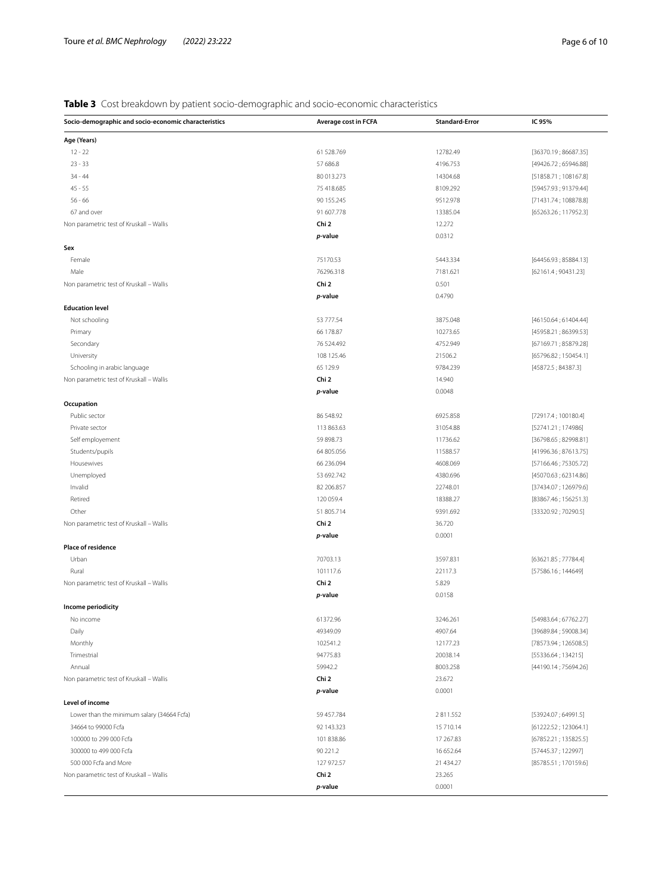**Table 3** Cost breakdown by patient socio-demographic and socio-economic characteristics

| Socio-demographic and socio-economic characteristics | Average cost in FCFA | Standard-Error | IC 95% |
|---|---|---|---|
| **Age (Years)** | | | |
| 12 - 22 | 61 528.769 | 12782.49 | [36370.19 ; 86687.35] |
| 23 - 33 | 57 686.8 | 4196.753 | [49426.72 ; 65946.88] |
| 34 - 44 | 80 013.273 | 14304.68 | [51858.71 ; 108167.8] |
| 45 - 55 | 75 418.685 | 8109.292 | [59457.93 ; 91379.44] |
| 56 - 66 | 90 155.245 | 9512.978 | [71431.74 ; 108878.8] |
| 67 and over | 91 607.778 | 13385.04 | [65263.26 ; 117952.3] |
| Non parametric test of Kruskall – Wallis | **Chi 2** | 12.272 | |
| | ***p*-value** | 0.0312 | |
| **Sex** | | | |
| Female | 75170.53 | 5443.334 | [64456.93 ; 85884.13] |
| Male | 76296.318 | 7181.621 | [62161.4 ; 90431.23] |
| Non parametric test of Kruskall – Wallis | **Chi 2** | 0.501 | |
| | ***p*-value** | 0.4790 | |
| **Education level** | | | |
| Not schooling | 53 777.54 | 3875.048 | [46150.64 ; 61404.44] |
| Primary | 66 178.87 | 10273.65 | [45958.21 ; 86399.53] |
| Secondary | 76 524.492 | 4752.949 | [67169.71 ; 85879.28] |
| University | 108 125.46 | 21506.2 | [65796.82 ; 150454.1] |
| Schooling in arabic language | 65 129.9 | 9784.239 | [45872.5 ; 84387.3] |
| Non parametric test of Kruskall – Wallis | **Chi 2** | 14.940 | |
| | ***p*-value** | 0.0048 | |
| **Occupation** | | | |
| Public sector | 86 548.92 | 6925.858 | [72917.4 ; 100180.4] |
| Private sector | 113 863.63 | 31054.88 | [52741.21 ; 174986] |
| Self employement | 59 898.73 | 11736.62 | [36798.65 ; 82998.81] |
| Students/pupils | 64 805.056 | 11588.57 | [41996.36 ; 87613.75] |
| Housewives | 66 236.094 | 4608.069 | [57166.46 ; 75305.72] |
| Unemployed | 53 692.742 | 4380.696 | [45070.63 ; 62314.86] |
| Invalid | 82 206.857 | 22748.01 | [37434.07 ; 126979.6] |
| Retired | 120 059.4 | 18388.27 | [83867.46 ; 156251.3] |
| Other | 51 805.714 | 9391.692 | [33320.92 ; 70290.5] |
| Non parametric test of Kruskall – Wallis | **Chi 2** | 36.720 | |
| | ***p*-value** | 0.0001 | |
| **Place of residence** | | | |
| Urban | 70703.13 | 3597.831 | [63621.85 ; 77784.4] |
| Rural | 101117.6 | 22117.3 | [57586.16 ; 144649] |
| Non parametric test of Kruskall – Wallis | **Chi 2** | 5.829 | |
| | ***p*-value** | 0.0158 | |
| **Income periodicity** | | | |
| No income | 61372.96 | 3246.261 | [54983.64 ; 67762.27] |
| Daily | 49349.09 | 4907.64 | [39689.84 ; 59008.34] |
| Monthly | 102541.2 | 12177.23 | [78573.94 ; 126508.5] |
| Trimestrial | 94775.83 | 20038.14 | [55336.64 ; 134215] |
| Annual | 59942.2 | 8003.258 | [44190.14 ; 75694.26] |
| Non parametric test of Kruskall – Wallis | **Chi 2** | 23.672 | |
| | ***p*-value** | 0.0001 | |
| **Level of income** | | | |
| Lower than the minimum salary (34664 Fcfa) | 59 457.784 | 2 811.552 | [53924.07 ; 64991.5] |
| 34664 to 99000 Fcfa | 92 143.323 | 15 710.14 | [61222.52 ; 123064.1] |
| 100000 to 299 000 Fcfa | 101 838.86 | 17 267.83 | [67852.21 ; 135825.5] |
| 300000 to 499 000 Fcfa | 90 221.2 | 16 652.64 | [57445.37 ; 122997] |
| 500 000 Fcfa and More | 127 972.57 | 21 434.27 | [85785.51 ; 170159.6] |
| Non parametric test of Kruskall – Wallis | **Chi 2** | 23.265 | |
| | ***p*-value** | 0.0001 | |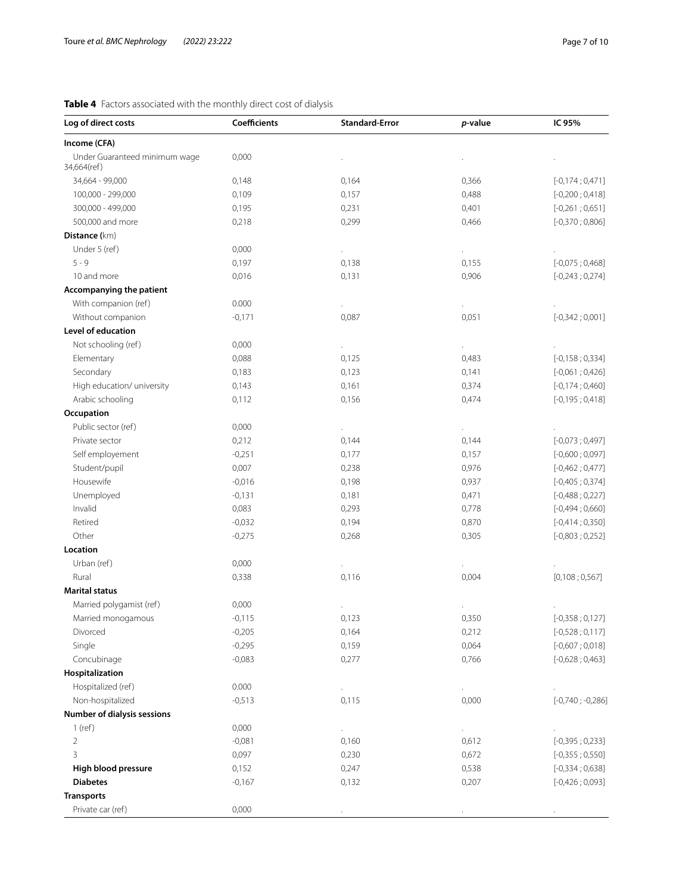**Table 4** Factors associated with the monthly direct cost of dialysis

| Log of direct costs | Coefficients | Standard-Error | *p*-value | IC 95% |
|---|---|---|---|---|
| **Income (CFA)** | | | | |
| Under Guaranteed minimum wage 34,664(ref) | 0,000 | . | . | . |
| 34,664 - 99,000 | 0,148 | 0,164 | 0,366 | [-0,174 ; 0,471] |
| 100,000 - 299,000 | 0,109 | 0,157 | 0,488 | [-0,200 ; 0,418] |
| 300,000 - 499,000 | 0,195 | 0,231 | 0,401 | [-0,261 ; 0,651] |
| 500,000 and more | 0,218 | 0,299 | 0,466 | [-0,370 ; 0,806] |
| **Distance (**km) | | | | |
| Under 5 (ref) | 0,000 | . | . | . |
| 5 - 9 | 0,197 | 0,138 | 0,155 | [-0,075 ; 0,468] |
| 10 and more | 0,016 | 0,131 | 0,906 | [-0,243 ; 0,274] |
| **Accompanying the patient** | | | | |
| With companion (ref) | 0.000 | . | . | . |
| Without companion | -0,171 | 0,087 | 0,051 | [-0,342 ; 0,001] |
| **Level of education** | | | | |
| Not schooling (ref) | 0,000 | . | . | . |
| Elementary | 0,088 | 0,125 | 0,483 | [-0,158 ; 0,334] |
| Secondary | 0,183 | 0,123 | 0,141 | [-0,061 ; 0,426] |
| High education/ university | 0,143 | 0,161 | 0,374 | [-0,174 ; 0,460] |
| Arabic schooling | 0,112 | 0,156 | 0,474 | [-0,195 ; 0,418] |
| **Occupation** | | | | |
| Public sector (ref) | 0,000 | . | . | . |
| Private sector | 0,212 | 0,144 | 0,144 | [-0,073 ; 0,497] |
| Self employement | -0,251 | 0,177 | 0,157 | [-0,600 ; 0,097] |
| Student/pupil | 0,007 | 0,238 | 0,976 | [-0,462 ; 0,477] |
| Housewife | -0,016 | 0,198 | 0,937 | [-0,405 ; 0,374] |
| Unemployed | -0,131 | 0,181 | 0,471 | [-0,488 ; 0,227] |
| Invalid | 0,083 | 0,293 | 0,778 | [-0,494 ; 0,660] |
| Retired | -0,032 | 0,194 | 0,870 | [-0,414 ; 0,350] |
| Other | -0,275 | 0,268 | 0,305 | [-0,803 ; 0,252] |
| **Location** | | | | |
| Urban (ref) | 0,000 | . | . | . |
| Rural | 0,338 | 0,116 | 0,004 | [0,108 ; 0,567] |
| **Marital status** | | | | |
| Married polygamist (ref) | 0,000 | . | . | . |
| Married monogamous | -0,115 | 0,123 | 0,350 | [-0,358 ; 0,127] |
| Divorced | -0,205 | 0,164 | 0,212 | [-0,528 ; 0,117] |
| Single | -0,295 | 0,159 | 0,064 | [-0,607 ; 0,018] |
| Concubinage | -0,083 | 0,277 | 0,766 | [-0,628 ; 0,463] |
| **Hospitalization** | | | | |
| Hospitalized (ref) | 0.000 | . | . | . |
| Non-hospitalized | -0,513 | 0,115 | 0,000 | [-0,740 ; -0,286] |
| **Number of dialysis sessions** | | | | |
| 1 (ref) | 0,000 | . | . | . |
| 2 | -0,081 | 0,160 | 0,612 | [-0,395 ; 0,233] |
| 3 | 0,097 | 0,230 | 0,672 | [-0,355 ; 0,550] |
| **High blood pressure** | 0,152 | 0,247 | 0,538 | [-0,334 ; 0,638] |
| **Diabetes** | -0,167 | 0,132 | 0,207 | [-0,426 ; 0,093] |
| **Transports** | | | | |
| Private car (ref) | 0,000 | . | . | . |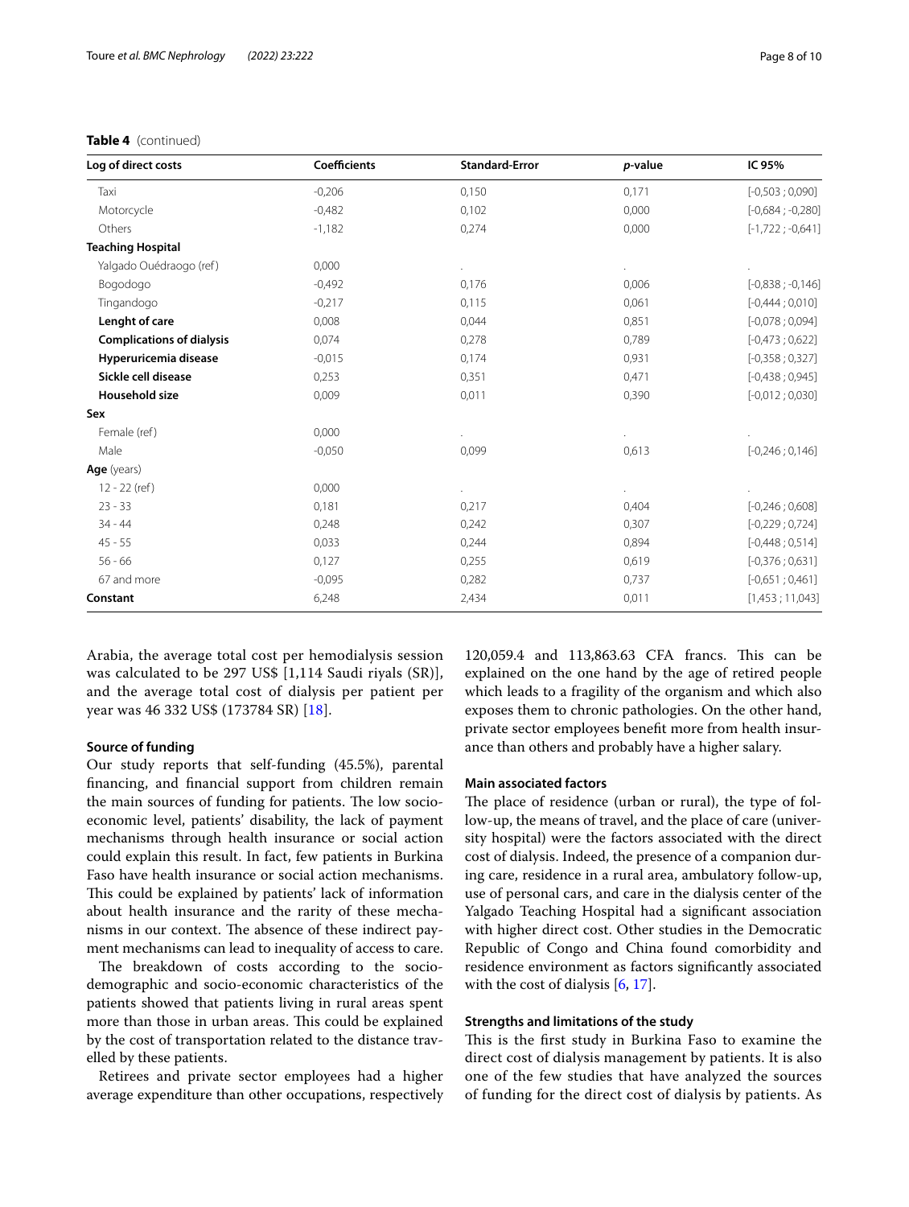**Table 4** (continued)

| Log of direct costs | Coefficients | Standard-Error | *p*-value | IC 95% |
|---|---|---|---|---|
| Taxi | -0,206 | 0,150 | 0,171 | [-0,503 ; 0,090] |
| Motorcycle | -0,482 | 0,102 | 0,000 | [-0,684 ; -0,280] |
| Others | -1,182 | 0,274 | 0,000 | [-1,722 ; -0,641] |
| **Teaching Hospital** | | | | |
| Yalgado Ouédraogo (ref) | 0,000 | . | . | . |
| Bogodogo | -0,492 | 0,176 | 0,006 | [-0,838 ; -0,146] |
| Tingandogo | -0,217 | 0,115 | 0,061 | [-0,444 ; 0,010] |
| **Lenght of care** | 0,008 | 0,044 | 0,851 | [-0,078 ; 0,094] |
| **Complications of dialysis** | 0,074 | 0,278 | 0,789 | [-0,473 ; 0,622] |
| **Hyperuricemia disease** | -0,015 | 0,174 | 0,931 | [-0,358 ; 0,327] |
| **Sickle cell disease** | 0,253 | 0,351 | 0,471 | [-0,438 ; 0,945] |
| **Household size** | 0,009 | 0,011 | 0,390 | [-0,012 ; 0,030] |
| **Sex** | | | | |
| Female (ref) | 0,000 | . | . | . |
| Male | -0,050 | 0,099 | 0,613 | [-0,246 ; 0,146] |
| **Age** (years) | | | | |
| 12 - 22 (ref) | 0,000 | . | . | . |
| 23 - 33 | 0,181 | 0,217 | 0,404 | [-0,246 ; 0,608] |
| 34 - 44 | 0,248 | 0,242 | 0,307 | [-0,229 ; 0,724] |
| 45 - 55 | 0,033 | 0,244 | 0,894 | [-0,448 ; 0,514] |
| 56 - 66 | 0,127 | 0,255 | 0,619 | [-0,376 ; 0,631] |
| 67 and more | -0,095 | 0,282 | 0,737 | [-0,651 ; 0,461] |
| **Constant** | 6,248 | 2,434 | 0,011 | [1,453 ; 11,043] |

Arabia, the average total cost per hemodialysis session was calculated to be 297 US$ [1,114 Saudi riyals (SR)], and the average total cost of dialysis per patient per year was 46 332 US$ (173784 SR) [18].

#### Source of funding

Our study reports that self-funding (45.5%), parental financing, and financial support from children remain the main sources of funding for patients. The low socio-economic level, patients' disability, the lack of payment mechanisms through health insurance or social action could explain this result. In fact, few patients in Burkina Faso have health insurance or social action mechanisms. This could be explained by patients' lack of information about health insurance and the rarity of these mechanisms in our context. The absence of these indirect payment mechanisms can lead to inequality of access to care.

The breakdown of costs according to the socio-demographic and socio-economic characteristics of the patients showed that patients living in rural areas spent more than those in urban areas. This could be explained by the cost of transportation related to the distance travelled by these patients.

Retirees and private sector employees had a higher average expenditure than other occupations, respectively 120,059.4 and 113,863.63 CFA francs. This can be explained on the one hand by the age of retired people which leads to a fragility of the organism and which also exposes them to chronic pathologies. On the other hand, private sector employees benefit more from health insurance than others and probably have a higher salary.

#### Main associated factors

The place of residence (urban or rural), the type of follow-up, the means of travel, and the place of care (university hospital) were the factors associated with the direct cost of dialysis. Indeed, the presence of a companion during care, residence in a rural area, ambulatory follow-up, use of personal cars, and care in the dialysis center of the Yalgado Teaching Hospital had a significant association with higher direct cost. Other studies in the Democratic Republic of Congo and China found comorbidity and residence environment as factors significantly associated with the cost of dialysis [6, 17].

#### Strengths and limitations of the study

This is the first study in Burkina Faso to examine the direct cost of dialysis management by patients. It is also one of the few studies that have analyzed the sources of funding for the direct cost of dialysis by patients. As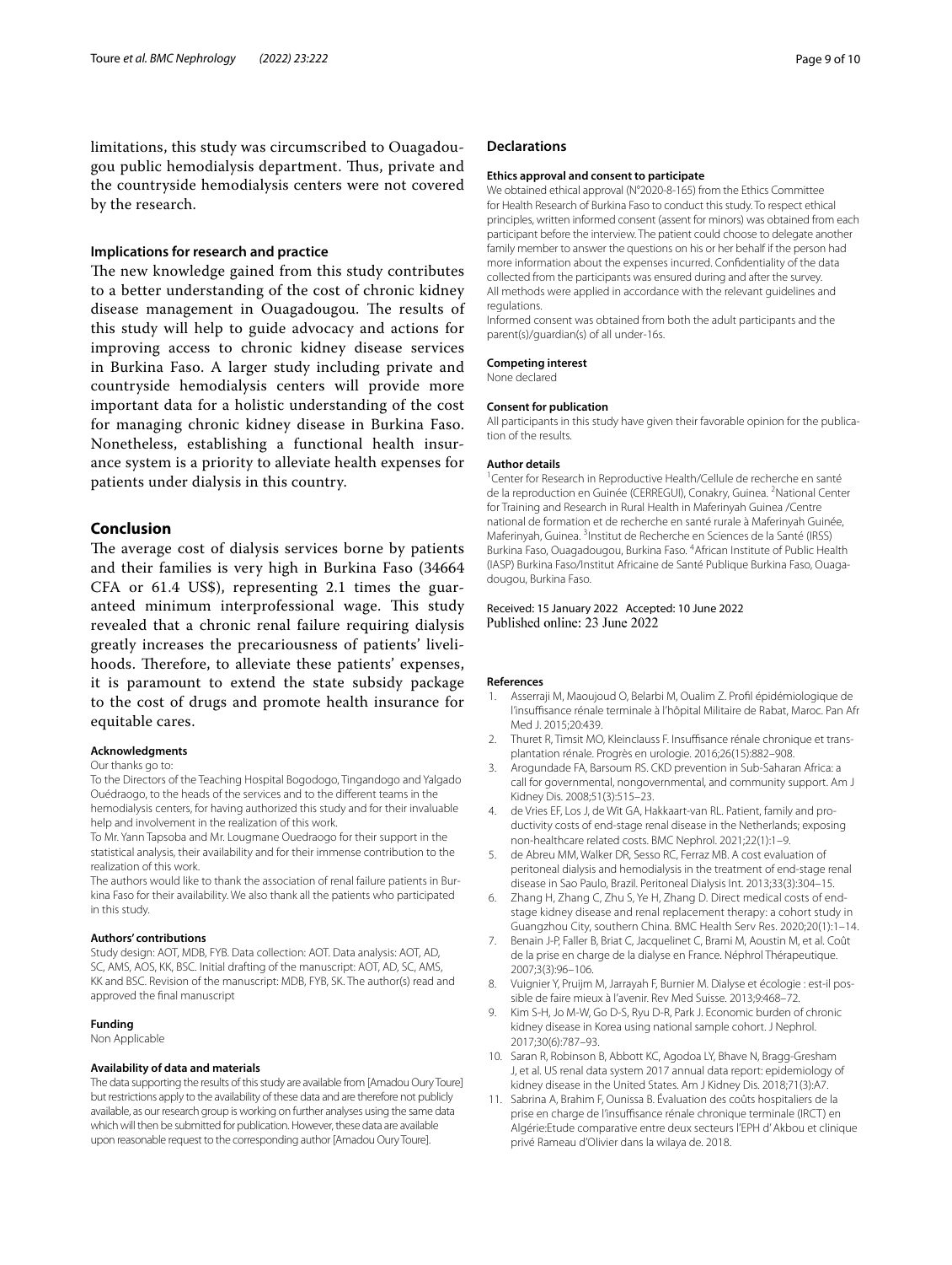limitations, this study was circumscribed to Ouagadougou public hemodialysis department. Thus, private and the countryside hemodialysis centers were not covered by the research.

### Implications for research and practice

The new knowledge gained from this study contributes to a better understanding of the cost of chronic kidney disease management in Ouagadougou. The results of this study will help to guide advocacy and actions for improving access to chronic kidney disease services in Burkina Faso. A larger study including private and countryside hemodialysis centers will provide more important data for a holistic understanding of the cost for managing chronic kidney disease in Burkina Faso. Nonetheless, establishing a functional health insurance system is a priority to alleviate health expenses for patients under dialysis in this country.

## Conclusion

The average cost of dialysis services borne by patients and their families is very high in Burkina Faso (34664 CFA or 61.4 US$), representing 2.1 times the guaranteed minimum interprofessional wage. This study revealed that a chronic renal failure requiring dialysis greatly increases the precariousness of patients' livelihoods. Therefore, to alleviate these patients' expenses, it is paramount to extend the state subsidy package to the cost of drugs and promote health insurance for equitable cares.

#### Acknowledgments

Our thanks go to:

To the Directors of the Teaching Hospital Bogodogo, Tingandogo and Yalgado Ouédraogo, to the heads of the services and to the different teams in the hemodialysis centers, for having authorized this study and for their invaluable help and involvement in the realization of this work.

To Mr. Yann Tapsoba and Mr. Lougmane Ouedraogo for their support in the statistical analysis, their availability and for their immense contribution to the realization of this work.

The authors would like to thank the association of renal failure patients in Burkina Faso for their availability. We also thank all the patients who participated in this study.

#### Authors' contributions

Study design: AOT, MDB, FYB. Data collection: AOT. Data analysis: AOT, AD, SC, AMS, AOS, KK, BSC. Initial drafting of the manuscript: AOT, AD, SC, AMS, KK and BSC. Revision of the manuscript: MDB, FYB, SK. The author(s) read and approved the final manuscript

#### Funding

Non Applicable

#### Availability of data and materials

The data supporting the results of this study are available from [Amadou Oury Toure] but restrictions apply to the availability of these data and are therefore not publicly available, as our research group is working on further analyses using the same data which will then be submitted for publication. However, these data are available upon reasonable request to the corresponding author [Amadou Oury Toure].

## Declarations

#### Ethics approval and consent to participate

We obtained ethical approval (N°2020-8-165) from the Ethics Committee for Health Research of Burkina Faso to conduct this study. To respect ethical principles, written informed consent (assent for minors) was obtained from each participant before the interview. The patient could choose to delegate another family member to answer the questions on his or her behalf if the person had more information about the expenses incurred. Confidentiality of the data collected from the participants was ensured during and after the survey. All methods were applied in accordance with the relevant guidelines and regulations.

Informed consent was obtained from both the adult participants and the parent(s)/guardian(s) of all under-16s.

#### Competing interest

None declared

#### Consent for publication

All participants in this study have given their favorable opinion for the publication of the results.

#### Author details

[1]Center for Research in Reproductive Health/Cellule de recherche en santé de la reproduction en Guinée (CERREGUI), Conakry, Guinea. [2]National Center for Training and Research in Rural Health in Maferinyah Guinea /Centre national de formation et de recherche en santé rurale à Maferinyah Guinée, Maferinyah, Guinea. [3]Institut de Recherche en Sciences de la Santé (IRSS) Burkina Faso, Ouagadougou, Burkina Faso. [4]African Institute of Public Health (IASP) Burkina Faso/Institut Africaine de Santé Publique Burkina Faso, Ouagadougou, Burkina Faso.

Received: 15 January 2022 Accepted: 10 June 2022
Published online: 23 June 2022

#### References

1. Asserraji M, Maoujoud O, Belarbi M, Oualim Z. Profil épidémiologique de l'insuffisance rénale terminale à l'hôpital Militaire de Rabat, Maroc. Pan Afr Med J. 2015;20:439.
2. Thuret R, Timsit MO, Kleinclauss F. Insuffisance rénale chronique et transplantation rénale. Progrès en urologie. 2016;26(15):882–908.
3. Arogundade FA, Barsoum RS. CKD prevention in Sub-Saharan Africa: a call for governmental, nongovernmental, and community support. Am J Kidney Dis. 2008;51(3):515–23.
4. de Vries EF, Los J, de Wit GA, Hakkaart-van RL. Patient, family and productivity costs of end-stage renal disease in the Netherlands; exposing non-healthcare related costs. BMC Nephrol. 2021;22(1):1–9.
5. de Abreu MM, Walker DR, Sesso RC, Ferraz MB. A cost evaluation of peritoneal dialysis and hemodialysis in the treatment of end-stage renal disease in Sao Paulo, Brazil. Peritoneal Dialysis Int. 2013;33(3):304–15.
6. Zhang H, Zhang C, Zhu S, Ye H, Zhang D. Direct medical costs of end-stage kidney disease and renal replacement therapy: a cohort study in Guangzhou City, southern China. BMC Health Serv Res. 2020;20(1):1–14.
7. Benain J-P, Faller B, Briat C, Jacquelinet C, Brami M, Aoustin M, et al. Coût de la prise en charge de la dialyse en France. Néphrol Thérapeutique. 2007;3(3):96–106.
8. Vuignier Y, Pruijm M, Jarrayah F, Burnier M. Dialyse et écologie : est-il possible de faire mieux à l'avenir. Rev Med Suisse. 2013;9:468–72.
9. Kim S-H, Jo M-W, Go D-S, Ryu D-R, Park J. Economic burden of chronic kidney disease in Korea using national sample cohort. J Nephrol. 2017;30(6):787–93.
10. Saran R, Robinson B, Abbott KC, Agodoa LY, Bhave N, Bragg-Gresham J, et al. US renal data system 2017 annual data report: epidemiology of kidney disease in the United States. Am J Kidney Dis. 2018;71(3):A7.
11. Sabrina A, Brahim F, Ounissa B. Évaluation des coûts hospitaliers de la prise en charge de l'insuffisance rénale chronique terminale (IRCT) en Algérie:Etude comparative entre deux secteurs l'EPH d' Akbou et clinique privé Rameau d'Olivier dans la wilaya de. 2018.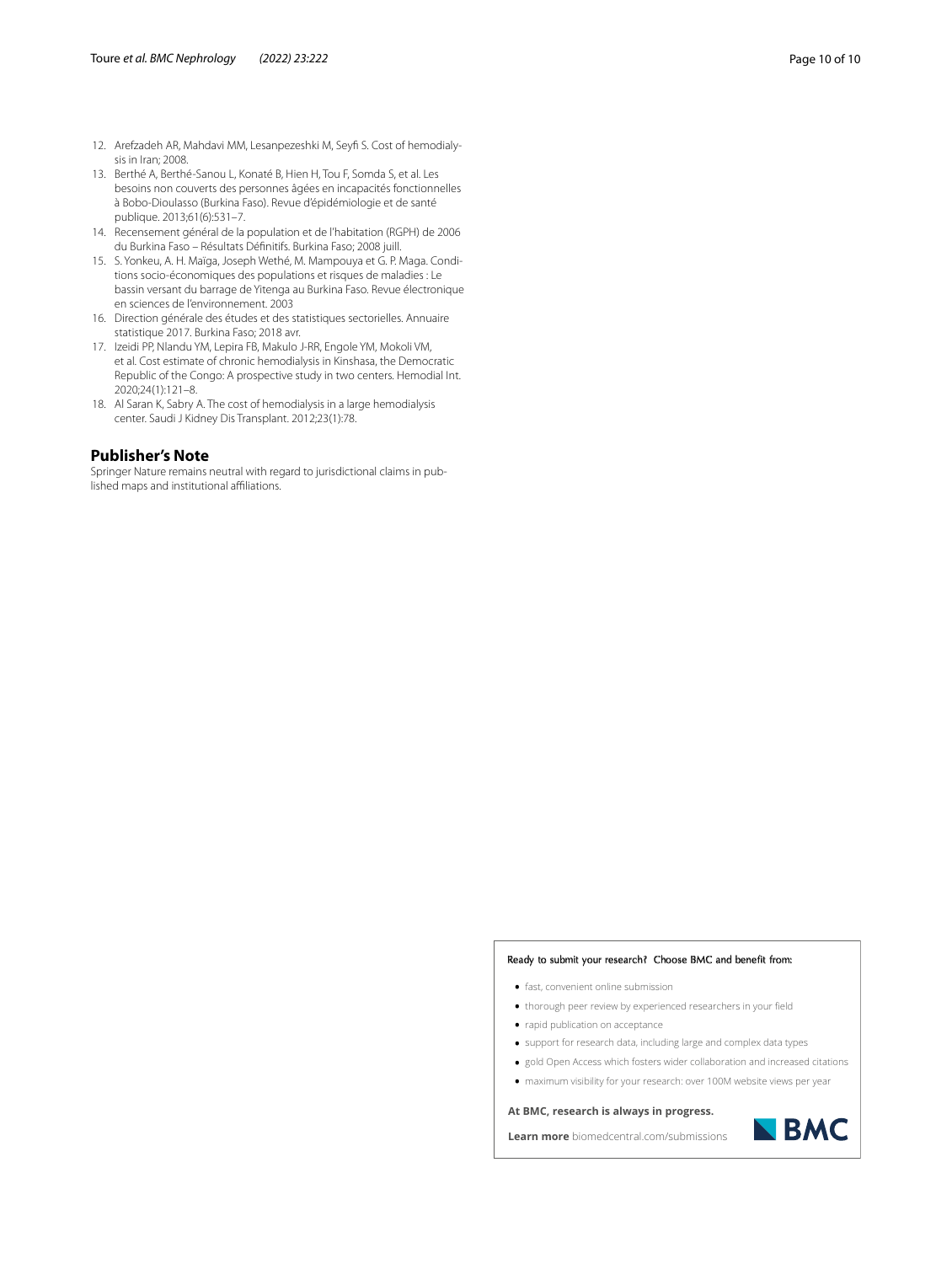12. Arefzadeh AR, Mahdavi MM, Lesanpezeshki M, Seyfi S. Cost of hemodialysis in Iran; 2008.
13. Berthé A, Berthé-Sanou L, Konaté B, Hien H, Tou F, Somda S, et al. Les besoins non couverts des personnes âgées en incapacités fonctionnelles à Bobo-Dioulasso (Burkina Faso). Revue d'épidémiologie et de santé publique. 2013;61(6):531–7.
14. Recensement général de la population et de l'habitation (RGPH) de 2006 du Burkina Faso – Résultats Définitifs. Burkina Faso; 2008 juill.
15. S. Yonkeu, A. H. Maïga, Joseph Wethé, M. Mampouya et G. P. Maga. Conditions socio-économiques des populations et risques de maladies : Le bassin versant du barrage de Yitenga au Burkina Faso. Revue électronique en sciences de l'environnement. 2003
16. Direction générale des études et des statistiques sectorielles. Annuaire statistique 2017. Burkina Faso; 2018 avr.
17. Izeidi PP, Nlandu YM, Lepira FB, Makulo J-RR, Engole YM, Mokoli VM, et al. Cost estimate of chronic hemodialysis in Kinshasa, the Democratic Republic of the Congo: A prospective study in two centers. Hemodial Int. 2020;24(1):121–8.
18. Al Saran K, Sabry A. The cost of hemodialysis in a large hemodialysis center. Saudi J Kidney Dis Transplant. 2012;23(1):78.

## Publisher's Note

Springer Nature remains neutral with regard to jurisdictional claims in published maps and institutional affiliations.

Ready to submit your research? Choose BMC and benefit from:

- fast, convenient online submission
- thorough peer review by experienced researchers in your field
- rapid publication on acceptance
- support for research data, including large and complex data types
- gold Open Access which fosters wider collaboration and increased citations
- maximum visibility for your research: over 100M website views per year

**At BMC, research is always in progress.**

**Learn more** biomedcentral.com/submissions

BMC